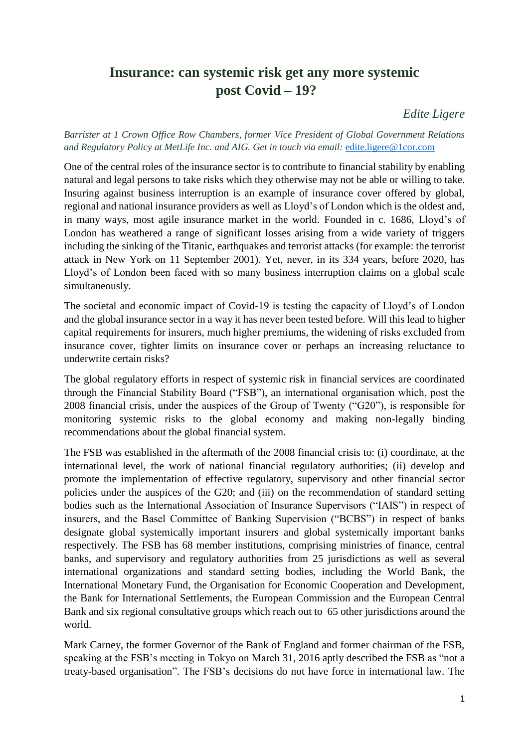# Insurance: can systemic risk get any more systemic post Covid – 19?

*Edite Ligere*

*Barrister at 1 Crown Office Row Chambers, former Vice President of Global Government Relations and Regulatory Policy at MetLife Inc. and AIG. Get in touch via email:* edite.ligere@1cor.com

One of the central roles of the insurance sector is to contribute to financial stability by enabling natural and legal persons to take risks which they otherwise may not be able or willing to take. Insuring against business interruption is an example of insurance cover offered by global, regional and national insurance providers as well as Lloyd's of London which is the oldest and, in many ways, most agile insurance market in the world. Founded in c. 1686, Lloyd's of London has weathered a range of significant losses arising from a wide variety of triggers including the sinking of the Titanic, earthquakes and terrorist attacks (for example: the terrorist attack in New York on 11 September 2001). Yet, never, in its 334 years, before 2020, has Lloyd's of London been faced with so many business interruption claims on a global scale simultaneously.

The societal and economic impact of Covid-19 is testing the capacity of Lloyd's of London and the global insurance sector in a way it has never been tested before. Will this lead to higher capital requirements for insurers, much higher premiums, the widening of risks excluded from insurance cover, tighter limits on insurance cover or perhaps an increasing reluctance to underwrite certain risks?

The global regulatory efforts in respect of systemic risk in financial services are coordinated through the Financial Stability Board ("FSB"), an international organisation which, post the 2008 financial crisis, under the auspices of the Group of Twenty ("G20"), is responsible for monitoring systemic risks to the global economy and making non-legally binding recommendations about the global financial system.

The FSB was established in the aftermath of the 2008 financial crisis to: (i) coordinate, at the international level, the work of national financial regulatory authorities; (ii) develop and promote the implementation of effective regulatory, supervisory and other financial sector policies under the auspices of the G20; and (iii) on the recommendation of standard setting bodies such as the International Association of Insurance Supervisors ("IAIS") in respect of insurers, and the Basel Committee of Banking Supervision ("BCBS") in respect of banks designate global systemically important insurers and global systemically important banks respectively. The FSB has 68 member institutions, comprising ministries of finance, central banks, and supervisory and regulatory authorities from 25 jurisdictions as well as several international organizations and standard setting bodies, including the World Bank, the International Monetary Fund, the Organisation for Economic Cooperation and Development, the Bank for International Settlements, the European Commission and the European Central Bank and six regional consultative groups which reach out to 65 other jurisdictions around the world.

Mark Carney, the former Governor of the Bank of England and former chairman of the FSB, speaking at the FSB's meeting in Tokyo on March 31, 2016 aptly described the FSB as "not a treaty-based organisation". The FSB's decisions do not have force in international law. The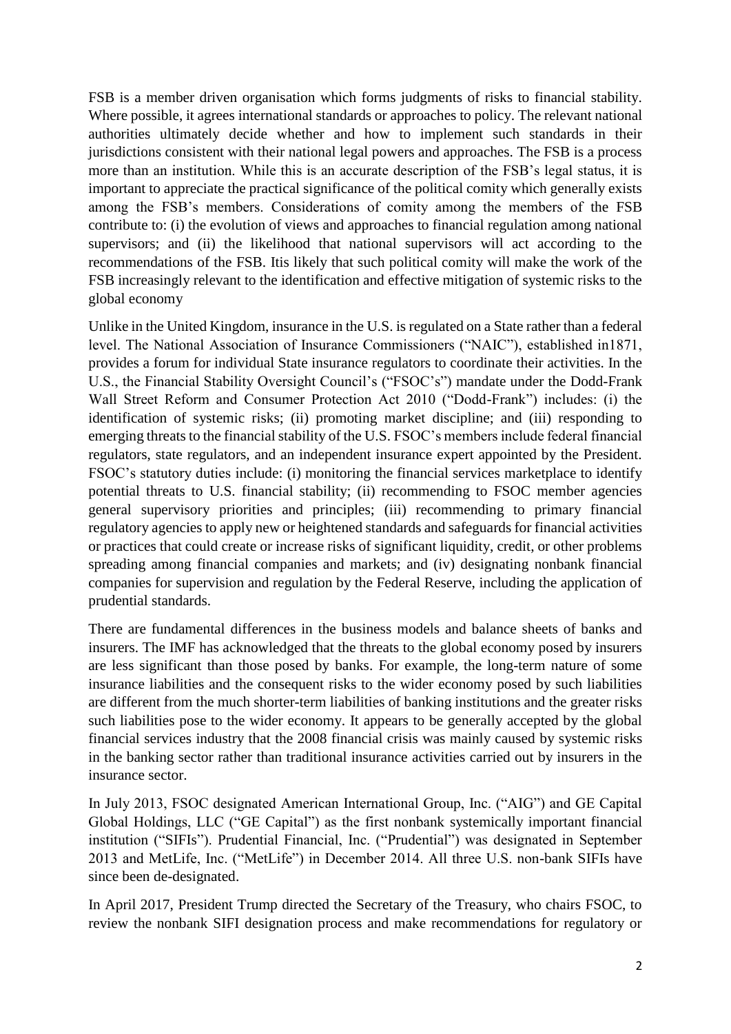FSB is a member driven organisation which forms judgments of risks to financial stability. Where possible, it agrees international standards or approaches to policy. The relevant national authorities ultimately decide whether and how to implement such standards in their jurisdictions consistent with their national legal powers and approaches. The FSB is a process more than an institution. While this is an accurate description of the FSB's legal status, it is important to appreciate the practical significance of the political comity which generally exists among the FSB's members. Considerations of comity among the members of the FSB contribute to: (i) the evolution of views and approaches to financial regulation among national supervisors; and (ii) the likelihood that national supervisors will act according to the recommendations of the FSB. Itis likely that such political comity will make the work of the FSB increasingly relevant to the identification and effective mitigation of systemic risks to the global economy

Unlike in the United Kingdom, insurance in the U.S. is regulated on a State rather than a federal level. The National Association of Insurance Commissioners ("NAIC"), established in1871, provides a forum for individual State insurance regulators to coordinate their activities. In the U.S., the Financial Stability Oversight Council's ("FSOC's") mandate under the Dodd-Frank Wall Street Reform and Consumer Protection Act 2010 ("Dodd-Frank") includes: (i) the identification of systemic risks; (ii) promoting market discipline; and (iii) responding to emerging threats to the financial stability of the U.S. FSOC's members include federal financial regulators, state regulators, and an independent insurance expert appointed by the President. FSOC's statutory duties include: (i) monitoring the financial services marketplace to identify potential threats to U.S. financial stability; (ii) recommending to FSOC member agencies general supervisory priorities and principles; (iii) recommending to primary financial regulatory agencies to apply new or heightened standards and safeguards for financial activities or practices that could create or increase risks of significant liquidity, credit, or other problems spreading among financial companies and markets; and (iv) designating nonbank financial companies for supervision and regulation by the Federal Reserve, including the application of prudential standards.

There are fundamental differences in the business models and balance sheets of banks and insurers. The IMF has acknowledged that the threats to the global economy posed by insurers are less significant than those posed by banks. For example, the long-term nature of some insurance liabilities and the consequent risks to the wider economy posed by such liabilities are different from the much shorter-term liabilities of banking institutions and the greater risks such liabilities pose to the wider economy. It appears to be generally accepted by the global financial services industry that the 2008 financial crisis was mainly caused by systemic risks in the banking sector rather than traditional insurance activities carried out by insurers in the insurance sector.

In July 2013, FSOC designated American International Group, Inc. ("AIG") and GE Capital Global Holdings, LLC ("GE Capital") as the first nonbank systemically important financial institution ("SIFIs"). Prudential Financial, Inc. ("Prudential") was designated in September 2013 and MetLife, Inc. ("MetLife") in December 2014. All three U.S. non-bank SIFIs have since been de-designated.

In April 2017, President Trump directed the Secretary of the Treasury, who chairs FSOC, to review the nonbank SIFI designation process and make recommendations for regulatory or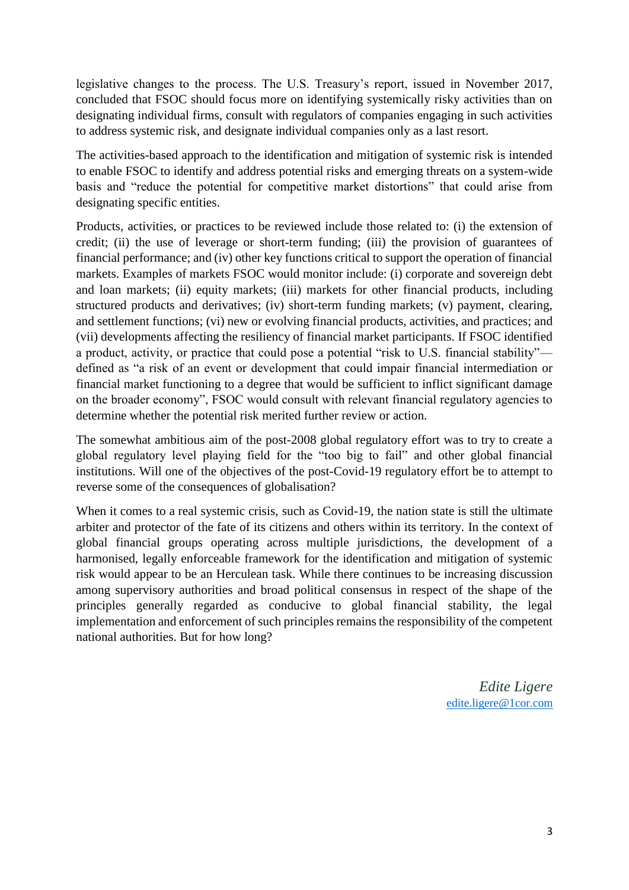legislative changes to the process. The U.S. Treasury's report, issued in November 2017, concluded that FSOC should focus more on identifying systemically risky activities than on designating individual firms, consult with regulators of companies engaging in such activities to address systemic risk, and designate individual companies only as a last resort.

The activities-based approach to the identification and mitigation of systemic risk is intended to enable FSOC to identify and address potential risks and emerging threats on a system-wide basis and "reduce the potential for competitive market distortions" that could arise from designating specific entities.

Products, activities, or practices to be reviewed include those related to: (i) the extension of credit; (ii) the use of leverage or short-term funding; (iii) the provision of guarantees of financial performance; and (iv) other key functions critical to support the operation of financial markets. Examples of markets FSOC would monitor include: (i) corporate and sovereign debt and loan markets; (ii) equity markets; (iii) markets for other financial products, including structured products and derivatives; (iv) short-term funding markets; (v) payment, clearing, and settlement functions; (vi) new or evolving financial products, activities, and practices; and (vii) developments affecting the resiliency of financial market participants. If FSOC identified a product, activity, or practice that could pose a potential "risk to U.S. financial stability"—defined as "a risk of an event or development that could impair financial intermediation or financial market functioning to a degree that would be sufficient to inflict significant damage on the broader economy", FSOC would consult with relevant financial regulatory agencies to determine whether the potential risk merited further review or action.

The somewhat ambitious aim of the post-2008 global regulatory effort was to try to create a global regulatory level playing field for the "too big to fail" and other global financial institutions. Will one of the objectives of the post-Covid-19 regulatory effort be to attempt to reverse some of the consequences of globalisation?

When it comes to a real systemic crisis, such as Covid-19, the nation state is still the ultimate arbiter and protector of the fate of its citizens and others within its territory. In the context of global financial groups operating across multiple jurisdictions, the development of a harmonised, legally enforceable framework for the identification and mitigation of systemic risk would appear to be an Herculean task. While there continues to be increasing discussion among supervisory authorities and broad political consensus in respect of the shape of the principles generally regarded as conducive to global financial stability, the legal implementation and enforcement of such principles remains the responsibility of the competent national authorities. But for how long?

*Edite Ligere*
edite.ligere@1cor.com